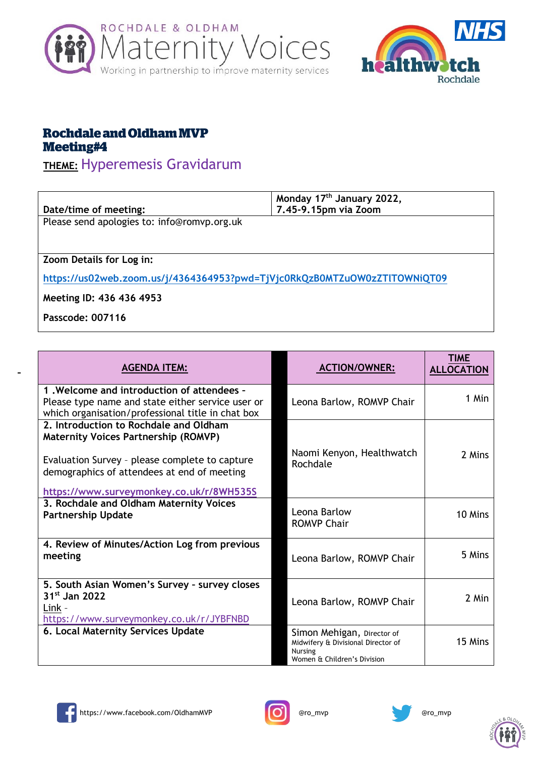ROCHDALE & OLDHAM Maternity Voices
Working in partnership to improve maternity services

NHS healthwatch Rochdale

# Rochdale and Oldham MVP Meeting#4

**THEME:** Hyperemesis Gravidarum

| Date/time of meeting: | Monday 17th January 2022, 7.45-9.15pm via Zoom |
|---|---|
| Please send apologies to: info@romvp.org.uk | |
| **Zoom Details for Log in:**<br>https://us02web.zoom.us/j/4364364953?pwd=TjVjc0RkQzB0MTZuOW0zZTlTOWNiQT09<br>**Meeting ID: 436 436 4953**<br>**Passcode: 007116** | |

| AGENDA ITEM: | ACTION/OWNER: | TIME ALLOCATION |
|---|---|---|
| **1 .Welcome and introduction of attendees -** Please type name and state either service user or which organisation/professional title in chat box | Leona Barlow, ROMVP Chair | 1 Min |
| **2. Introduction to Rochdale and Oldham Maternity Voices Partnership (ROMVP)**<br>Evaluation Survey - please complete to capture demographics of attendees at end of meeting<br>https://www.surveymonkey.co.uk/r/8WH535S | Naomi Kenyon, Healthwatch Rochdale | 2 Mins |
| **3. Rochdale and Oldham Maternity Voices Partnership Update** | Leona Barlow ROMVP Chair | 10 Mins |
| **4. Review of Minutes/Action Log from previous meeting** | Leona Barlow, ROMVP Chair | 5 Mins |
| **5. South Asian Women's Survey - survey closes 31st Jan 2022**<br>Link - https://www.surveymonkey.co.uk/r/JYBFNBD | Leona Barlow, ROMVP Chair | 2 Min |
| **6. Local Maternity Services Update** | Simon Mehigan, Director of Midwifery & Divisional Director of Nursing Women & Children's Division | 15 Mins |

https://www.facebook.com/OldhamMVP @ro_mvp @ro_mvp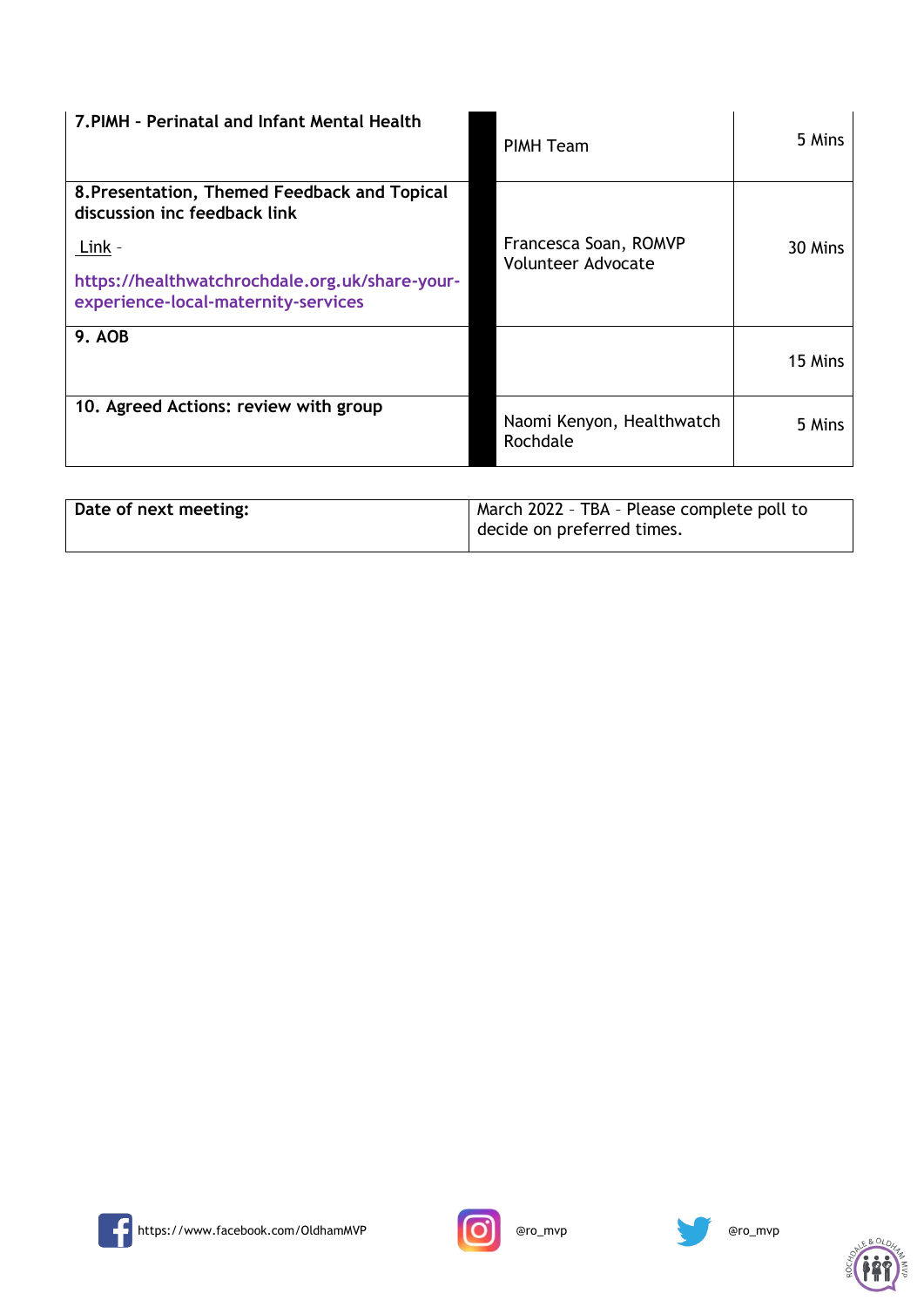| | | |
|---|---|---|
| **7.PIMH - Perinatal and Infant Mental Health** | PIMH Team | 5 Mins |
| **8.Presentation, Themed Feedback and Topical discussion inc feedback link**<br><br>Link -<br><br>**https://healthwatchrochdale.org.uk/share-your-experience-local-maternity-services** | Francesca Soan, ROMVP Volunteer Advocate | 30 Mins |
| **9. AOB** | | 15 Mins |
| **10. Agreed Actions: review with group** | Naomi Kenyon, Healthwatch Rochdale | 5 Mins |

| | |
|---|---|
| **Date of next meeting:** | March 2022 – TBA – Please complete poll to decide on preferred times. |

https://www.facebook.com/OldhamMVP

@ro_mvp

@ro_mvp